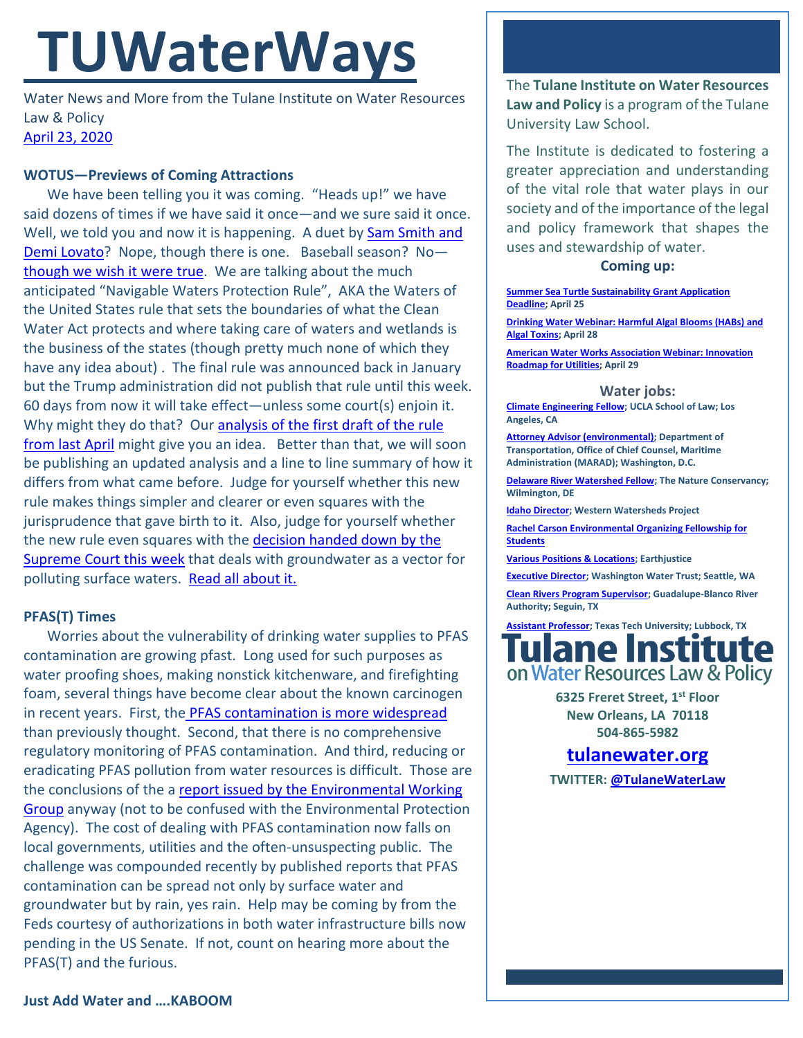# TUWaterWays

Water News and More from the Tulane Institute on Water Resources Law & Policy
April 23, 2020

**WOTUS—Previews of Coming Attractions**

We have been telling you it was coming. "Heads up!" we have said dozens of times if we have said it once—and we sure said it once. Well, we told you and now it is happening. A duet by Sam Smith and Demi Lovato? Nope, though there is one. Baseball season? No—though we wish it were true. We are talking about the much anticipated "Navigable Waters Protection Rule", AKA the Waters of the United States rule that sets the boundaries of what the Clean Water Act protects and where taking care of waters and wetlands is the business of the states (though pretty much none of which they have any idea about) . The final rule was announced back in January but the Trump administration did not publish that rule until this week. 60 days from now it will take effect—unless some court(s) enjoin it. Why might they do that? Our analysis of the first draft of the rule from last April might give you an idea. Better than that, we will soon be publishing an updated analysis and a line to line summary of how it differs from what came before. Judge for yourself whether this new rule makes things simpler and clearer or even squares with the jurisprudence that gave birth to it. Also, judge for yourself whether the new rule even squares with the decision handed down by the Supreme Court this week that deals with groundwater as a vector for polluting surface waters. Read all about it.

**PFAS(T) Times**

Worries about the vulnerability of drinking water supplies to PFAS contamination are growing pfast. Long used for such purposes as water proofing shoes, making nonstick kitchenware, and firefighting foam, several things have become clear about the known carcinogen in recent years. First, the PFAS contamination is more widespread than previously thought. Second, that there is no comprehensive regulatory monitoring of PFAS contamination. And third, reducing or eradicating PFAS pollution from water resources is difficult. Those are the conclusions of the a report issued by the Environmental Working Group anyway (not to be confused with the Environmental Protection Agency). The cost of dealing with PFAS contamination now falls on local governments, utilities and the often-unsuspecting public. The challenge was compounded recently by published reports that PFAS contamination can be spread not only by surface water and groundwater but by rain, yes rain. Help may be coming by from the Feds courtesy of authorizations in both water infrastructure bills now pending in the US Senate. If not, count on hearing more about the PFAS(T) and the furious.

**Just Add Water and ….KABOOM**

The **Tulane Institute on Water Resources Law and Policy** is a program of the Tulane University Law School.

The Institute is dedicated to fostering a greater appreciation and understanding of the vital role that water plays in our society and of the importance of the legal and policy framework that shapes the uses and stewardship of water.

**Coming up:**

**Summer Sea Turtle Sustainability Grant Application Deadline; April 25**

**Drinking Water Webinar: Harmful Algal Blooms (HABs) and Algal Toxins; April 28**

**American Water Works Association Webinar: Innovation Roadmap for Utilities; April 29**

**Water jobs:**

**Climate Engineering Fellow; UCLA School of Law; Los Angeles, CA**

**Attorney Advisor (environmental); Department of Transportation, Office of Chief Counsel, Maritime Administration (MARAD); Washington, D.C.**

**Delaware River Watershed Fellow; The Nature Conservancy; Wilmington, DE**

**Idaho Director; Western Watersheds Project**

**Rachel Carson Environmental Organizing Fellowship for Students**

**Various Positions & Locations; Earthjustice**

**Executive Director; Washington Water Trust; Seattle, WA**

**Clean Rivers Program Supervisor; Guadalupe-Blanco River Authority; Seguin, TX**

**Assistant Professor; Texas Tech University; Lubbock, TX**

**Tulane Institute on Water Resources Law & Policy**

**6325 Freret Street, 1st Floor**
**New Orleans, LA 70118**
**504-865-5982**

**tulanewater.org**

**TWITTER: @TulaneWaterLaw**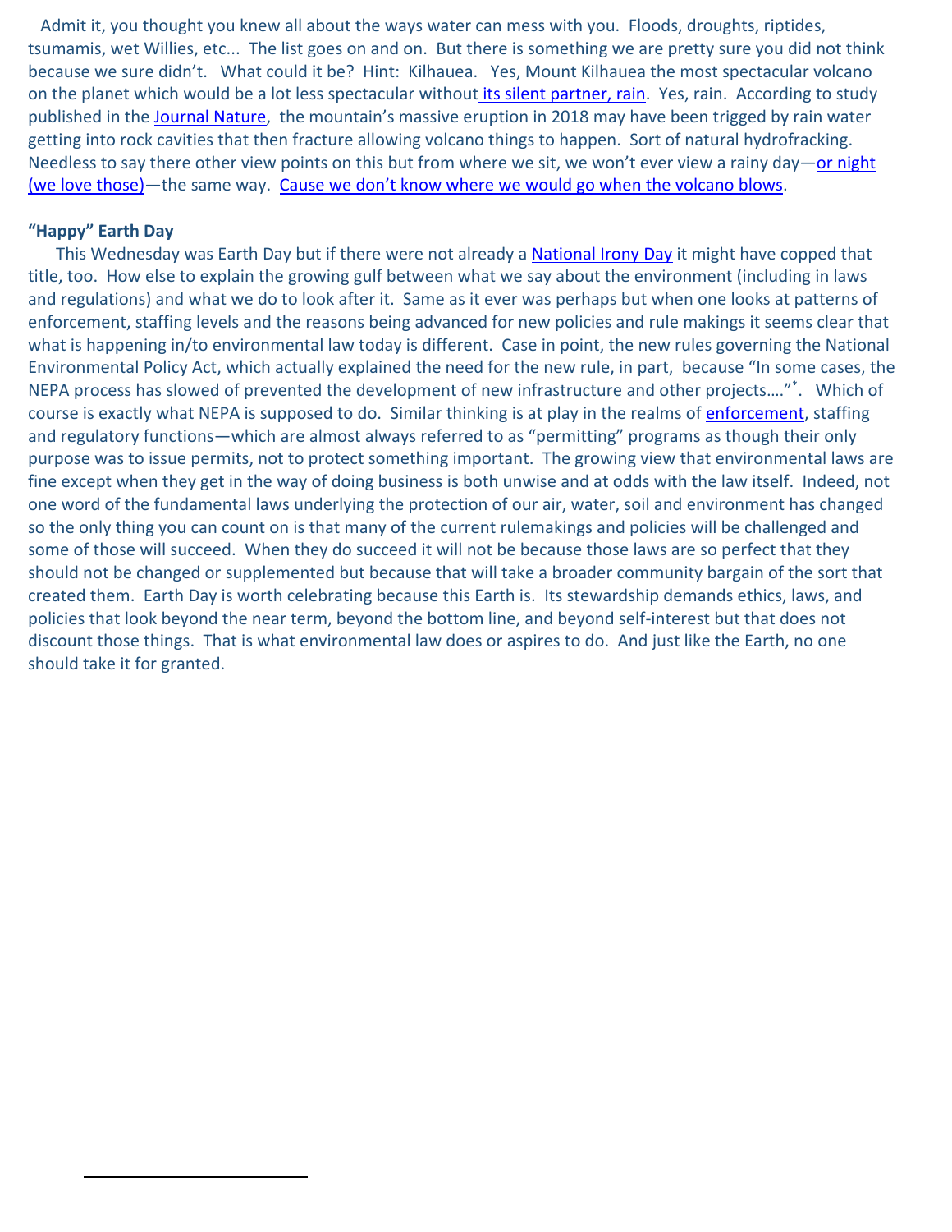Admit it, you thought you knew all about the ways water can mess with you. Floods, droughts, riptides, tsumamis, wet Willies, etc... The list goes on and on. But there is something we are pretty sure you did not think because we sure didn't. What could it be? Hint: Kilhauea. Yes, Mount Kilhauea the most spectacular volcano on the planet which would be a lot less spectacular without its silent partner, rain. Yes, rain. According to study published in the Journal Nature, the mountain's massive eruption in 2018 may have been trigged by rain water getting into rock cavities that then fracture allowing volcano things to happen. Sort of natural hydrofracking. Needless to say there other view points on this but from where we sit, we won't ever view a rainy day—or night (we love those)—the same way. Cause we don't know where we would go when the volcano blows.

**"Happy" Earth Day**

This Wednesday was Earth Day but if there were not already a National Irony Day it might have copped that title, too. How else to explain the growing gulf between what we say about the environment (including in laws and regulations) and what we do to look after it. Same as it ever was perhaps but when one looks at patterns of enforcement, staffing levels and the reasons being advanced for new policies and rule makings it seems clear that what is happening in/to environmental law today is different. Case in point, the new rules governing the National Environmental Policy Act, which actually explained the need for the new rule, in part, because "In some cases, the NEPA process has slowed of prevented the development of new infrastructure and other projects…."[*]. Which of course is exactly what NEPA is supposed to do. Similar thinking is at play in the realms of enforcement, staffing and regulatory functions—which are almost always referred to as "permitting" programs as though their only purpose was to issue permits, not to protect something important. The growing view that environmental laws are fine except when they get in the way of doing business is both unwise and at odds with the law itself. Indeed, not one word of the fundamental laws underlying the protection of our air, water, soil and environment has changed so the only thing you can count on is that many of the current rulemakings and policies will be challenged and some of those will succeed. When they do succeed it will not be because those laws are so perfect that they should not be changed or supplemented but because that will take a broader community bargain of the sort that created them. Earth Day is worth celebrating because this Earth is. Its stewardship demands ethics, laws, and policies that look beyond the near term, beyond the bottom line, and beyond self-interest but that does not discount those things. That is what environmental law does or aspires to do. And just like the Earth, no one should take it for granted.